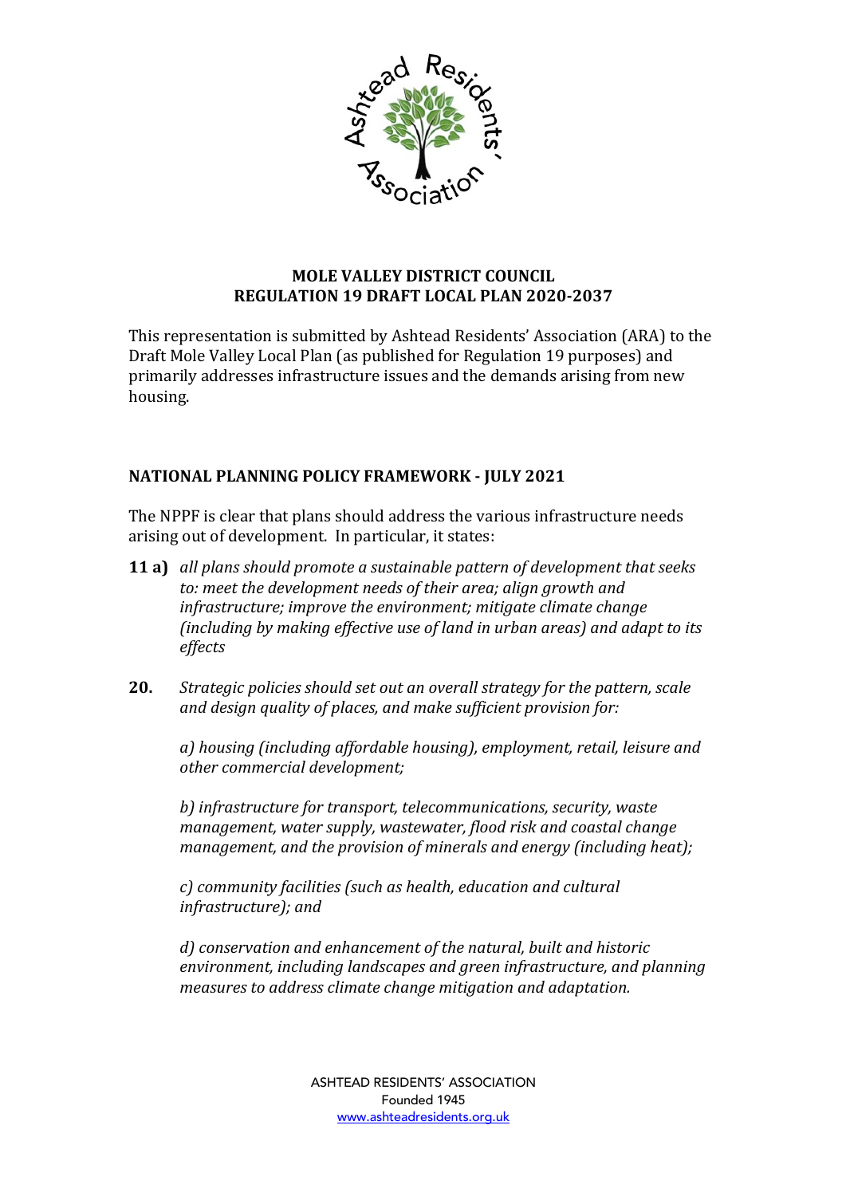## MOLE VALLEY DISTRICT COUNCIL
## REGULATION 19 DRAFT LOCAL PLAN 2020-2037

This representation is submitted by Ashtead Residents' Association (ARA) to the Draft Mole Valley Local Plan (as published for Regulation 19 purposes) and primarily addresses infrastructure issues and the demands arising from new housing.

### NATIONAL PLANNING POLICY FRAMEWORK - JULY 2021

The NPPF is clear that plans should address the various infrastructure needs arising out of development. In particular, it states:

**11 a)** *all plans should promote a sustainable pattern of development that seeks to: meet the development needs of their area; align growth and infrastructure; improve the environment; mitigate climate change (including by making effective use of land in urban areas) and adapt to its effects*

**20.** *Strategic policies should set out an overall strategy for the pattern, scale and design quality of places, and make sufficient provision for:*

*a) housing (including affordable housing), employment, retail, leisure and other commercial development;*

*b) infrastructure for transport, telecommunications, security, waste management, water supply, wastewater, flood risk and coastal change management, and the provision of minerals and energy (including heat);*

*c) community facilities (such as health, education and cultural infrastructure); and*

*d) conservation and enhancement of the natural, built and historic environment, including landscapes and green infrastructure, and planning measures to address climate change mitigation and adaptation.*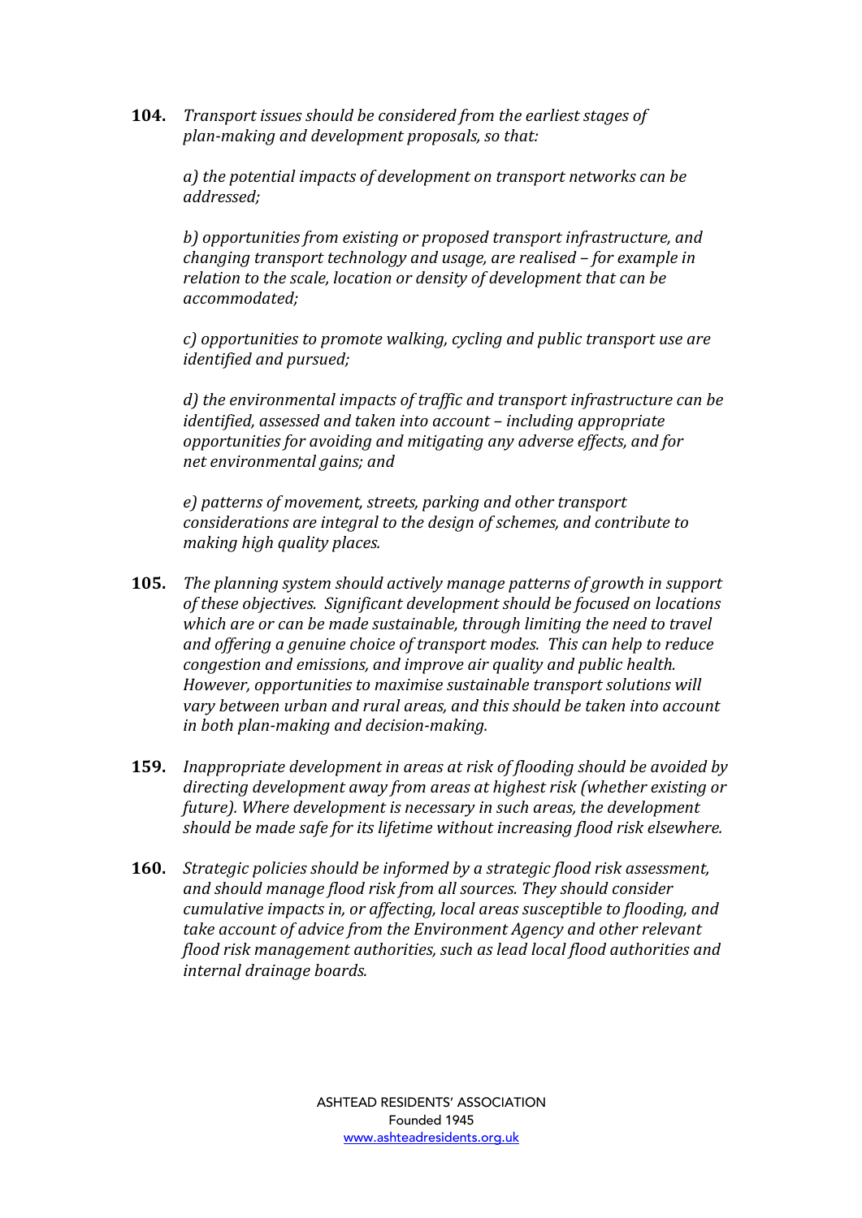**104.** *Transport issues should be considered from the earliest stages of plan-making and development proposals, so that:*

*a) the potential impacts of development on transport networks can be addressed;*

*b) opportunities from existing or proposed transport infrastructure, and changing transport technology and usage, are realised – for example in relation to the scale, location or density of development that can be accommodated;*

*c) opportunities to promote walking, cycling and public transport use are identified and pursued;*

*d) the environmental impacts of traffic and transport infrastructure can be identified, assessed and taken into account – including appropriate opportunities for avoiding and mitigating any adverse effects, and for net environmental gains; and*

*e) patterns of movement, streets, parking and other transport considerations are integral to the design of schemes, and contribute to making high quality places.*

**105.** *The planning system should actively manage patterns of growth in support of these objectives. Significant development should be focused on locations which are or can be made sustainable, through limiting the need to travel and offering a genuine choice of transport modes. This can help to reduce congestion and emissions, and improve air quality and public health. However, opportunities to maximise sustainable transport solutions will vary between urban and rural areas, and this should be taken into account in both plan-making and decision-making.*

**159.** *Inappropriate development in areas at risk of flooding should be avoided by directing development away from areas at highest risk (whether existing or future). Where development is necessary in such areas, the development should be made safe for its lifetime without increasing flood risk elsewhere.*

**160.** *Strategic policies should be informed by a strategic flood risk assessment, and should manage flood risk from all sources. They should consider cumulative impacts in, or affecting, local areas susceptible to flooding, and take account of advice from the Environment Agency and other relevant flood risk management authorities, such as lead local flood authorities and internal drainage boards.*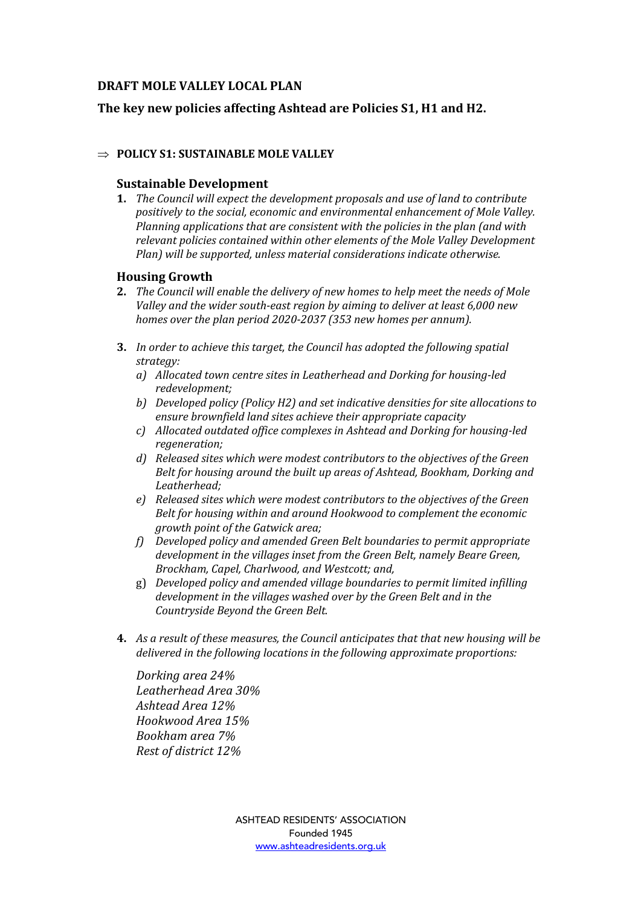**DRAFT MOLE VALLEY LOCAL PLAN**

**The key new policies affecting Ashtead are Policies S1, H1 and H2.**

⇒ **POLICY S1: SUSTAINABLE MOLE VALLEY**

### Sustainable Development

1. *The Council will expect the development proposals and use of land to contribute positively to the social, economic and environmental enhancement of Mole Valley. Planning applications that are consistent with the policies in the plan (and with relevant policies contained within other elements of the Mole Valley Development Plan) will be supported, unless material considerations indicate otherwise.*

### Housing Growth

2. *The Council will enable the delivery of new homes to help meet the needs of Mole Valley and the wider south-east region by aiming to deliver at least 6,000 new homes over the plan period 2020-2037 (353 new homes per annum).*

3. *In order to achieve this target, the Council has adopted the following spatial strategy:*
   a) *Allocated town centre sites in Leatherhead and Dorking for housing-led redevelopment;*
   b) *Developed policy (Policy H2) and set indicative densities for site allocations to ensure brownfield land sites achieve their appropriate capacity*
   c) *Allocated outdated office complexes in Ashtead and Dorking for housing-led regeneration;*
   d) *Released sites which were modest contributors to the objectives of the Green Belt for housing around the built up areas of Ashtead, Bookham, Dorking and Leatherhead;*
   e) *Released sites which were modest contributors to the objectives of the Green Belt for housing within and around Hookwood to complement the economic growth point of the Gatwick area;*
   f) *Developed policy and amended Green Belt boundaries to permit appropriate development in the villages inset from the Green Belt, namely Beare Green, Brockham, Capel, Charlwood, and Westcott; and,*
   g) *Developed policy and amended village boundaries to permit limited infilling development in the villages washed over by the Green Belt and in the Countryside Beyond the Green Belt.*

4. *As a result of these measures, the Council anticipates that that new housing will be delivered in the following locations in the following approximate proportions:*

   *Dorking area 24%*
   *Leatherhead Area 30%*
   *Ashtead Area 12%*
   *Hookwood Area 15%*
   *Bookham area 7%*
   *Rest of district 12%*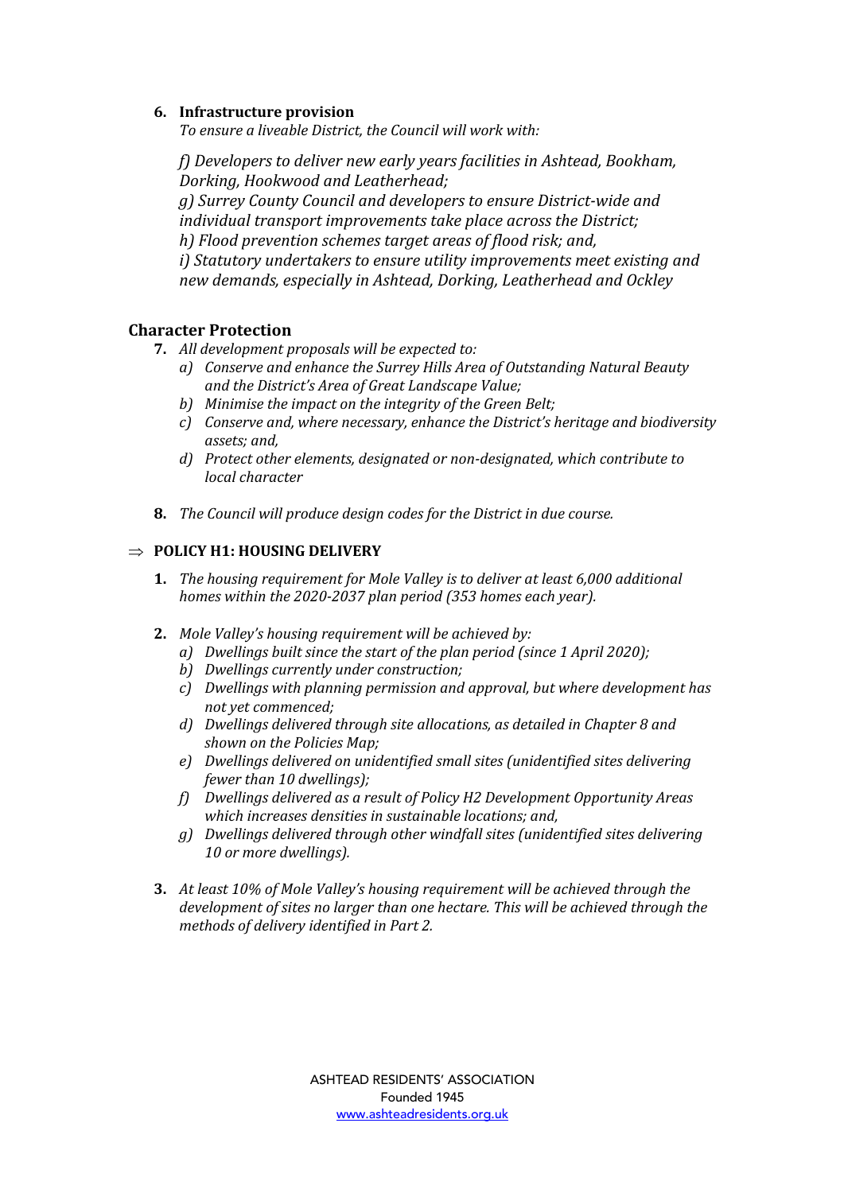6. **Infrastructure provision**
   *To ensure a liveable District, the Council will work with:*

   *f) Developers to deliver new early years facilities in Ashtead, Bookham, Dorking, Hookwood and Leatherhead;*
   *g) Surrey County Council and developers to ensure District-wide and individual transport improvements take place across the District;*
   *h) Flood prevention schemes target areas of flood risk; and,*
   *i) Statutory undertakers to ensure utility improvements meet existing and new demands, especially in Ashtead, Dorking, Leatherhead and Ockley*

## Character Protection

7. *All development proposals will be expected to:*
   a) *Conserve and enhance the Surrey Hills Area of Outstanding Natural Beauty and the District's Area of Great Landscape Value;*
   b) *Minimise the impact on the integrity of the Green Belt;*
   c) *Conserve and, where necessary, enhance the District's heritage and biodiversity assets; and,*
   d) *Protect other elements, designated or non-designated, which contribute to local character*

8. *The Council will produce design codes for the District in due course.*

## ⇒ POLICY H1: HOUSING DELIVERY

1. *The housing requirement for Mole Valley is to deliver at least 6,000 additional homes within the 2020-2037 plan period (353 homes each year).*

2. *Mole Valley's housing requirement will be achieved by:*
   a) *Dwellings built since the start of the plan period (since 1 April 2020);*
   b) *Dwellings currently under construction;*
   c) *Dwellings with planning permission and approval, but where development has not yet commenced;*
   d) *Dwellings delivered through site allocations, as detailed in Chapter 8 and shown on the Policies Map;*
   e) *Dwellings delivered on unidentified small sites (unidentified sites delivering fewer than 10 dwellings);*
   f) *Dwellings delivered as a result of Policy H2 Development Opportunity Areas which increases densities in sustainable locations; and,*
   g) *Dwellings delivered through other windfall sites (unidentified sites delivering 10 or more dwellings).*

3. *At least 10% of Mole Valley's housing requirement will be achieved through the development of sites no larger than one hectare. This will be achieved through the methods of delivery identified in Part 2.*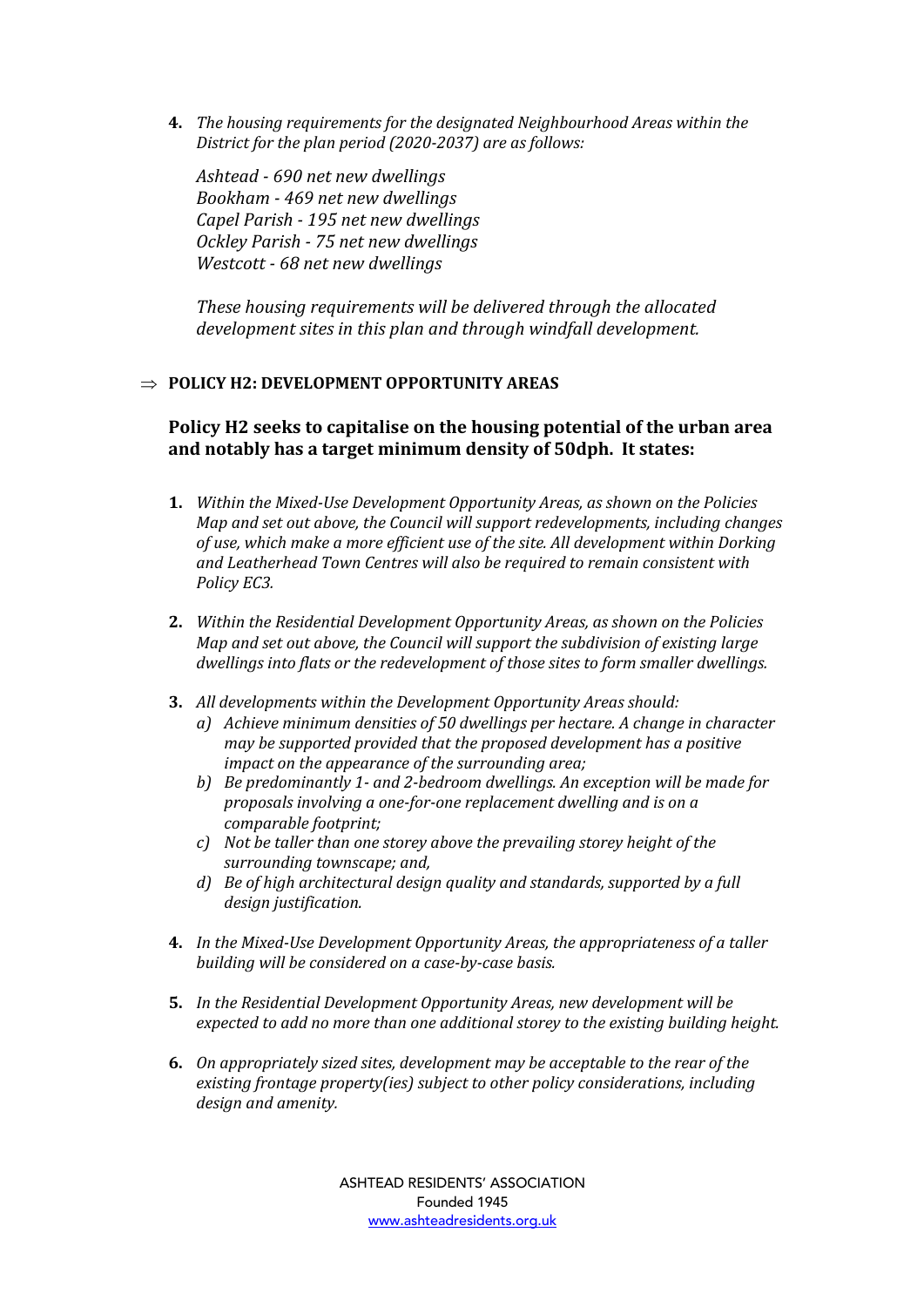4. *The housing requirements for the designated Neighbourhood Areas within the District for the plan period (2020-2037) are as follows:*

   *Ashtead - 690 net new dwellings*
   *Bookham - 469 net new dwellings*
   *Capel Parish - 195 net new dwellings*
   *Ockley Parish - 75 net new dwellings*
   *Westcott - 68 net new dwellings*

   *These housing requirements will be delivered through the allocated development sites in this plan and through windfall development.*

⇒ **POLICY H2: DEVELOPMENT OPPORTUNITY AREAS**

### Policy H2 seeks to capitalise on the housing potential of the urban area and notably has a target minimum density of 50dph. It states:

1. *Within the Mixed-Use Development Opportunity Areas, as shown on the Policies Map and set out above, the Council will support redevelopments, including changes of use, which make a more efficient use of the site. All development within Dorking and Leatherhead Town Centres will also be required to remain consistent with Policy EC3.*

2. *Within the Residential Development Opportunity Areas, as shown on the Policies Map and set out above, the Council will support the subdivision of existing large dwellings into flats or the redevelopment of those sites to form smaller dwellings.*

3. *All developments within the Development Opportunity Areas should:*
   a) *Achieve minimum densities of 50 dwellings per hectare. A change in character may be supported provided that the proposed development has a positive impact on the appearance of the surrounding area;*
   b) *Be predominantly 1- and 2-bedroom dwellings. An exception will be made for proposals involving a one-for-one replacement dwelling and is on a comparable footprint;*
   c) *Not be taller than one storey above the prevailing storey height of the surrounding townscape; and,*
   d) *Be of high architectural design quality and standards, supported by a full design justification.*

4. *In the Mixed-Use Development Opportunity Areas, the appropriateness of a taller building will be considered on a case-by-case basis.*

5. *In the Residential Development Opportunity Areas, new development will be expected to add no more than one additional storey to the existing building height.*

6. *On appropriately sized sites, development may be acceptable to the rear of the existing frontage property(ies) subject to other policy considerations, including design and amenity.*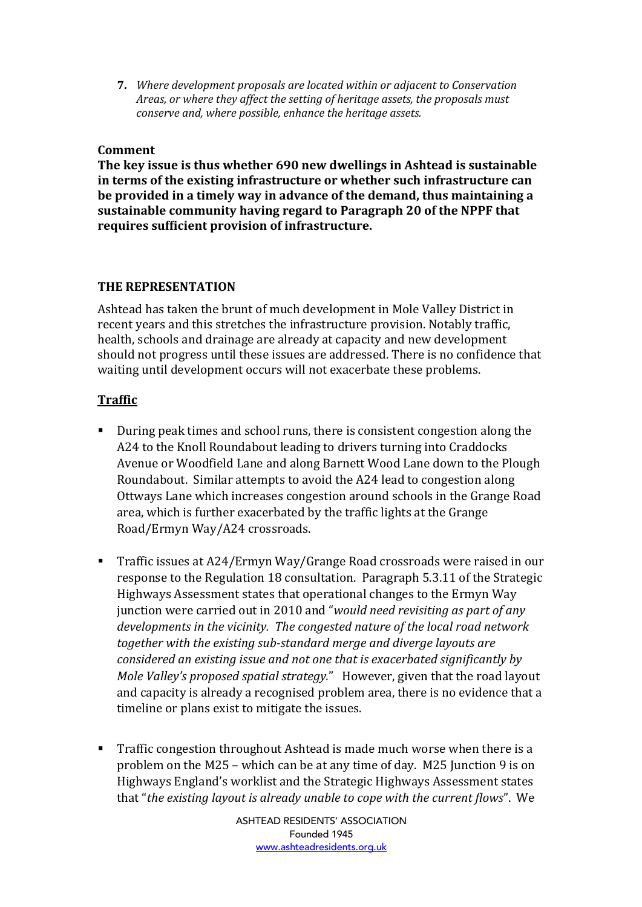7. *Where development proposals are located within or adjacent to Conservation Areas, or where they affect the setting of heritage assets, the proposals must conserve and, where possible, enhance the heritage assets.*

**Comment**

**The key issue is thus whether 690 new dwellings in Ashtead is sustainable in terms of the existing infrastructure or whether such infrastructure can be provided in a timely way in advance of the demand, thus maintaining a sustainable community having regard to Paragraph 20 of the NPPF that requires sufficient provision of infrastructure.**

**THE REPRESENTATION**

Ashtead has taken the brunt of much development in Mole Valley District in recent years and this stretches the infrastructure provision. Notably traffic, health, schools and drainage are already at capacity and new development should not progress until these issues are addressed. There is no confidence that waiting until development occurs will not exacerbate these problems.

**Traffic**

- During peak times and school runs, there is consistent congestion along the A24 to the Knoll Roundabout leading to drivers turning into Craddocks Avenue or Woodfield Lane and along Barnett Wood Lane down to the Plough Roundabout. Similar attempts to avoid the A24 lead to congestion along Ottways Lane which increases congestion around schools in the Grange Road area, which is further exacerbated by the traffic lights at the Grange Road/Ermyn Way/A24 crossroads.

- Traffic issues at A24/Ermyn Way/Grange Road crossroads were raised in our response to the Regulation 18 consultation. Paragraph 5.3.11 of the Strategic Highways Assessment states that operational changes to the Ermyn Way junction were carried out in 2010 and "*would need revisiting as part of any developments in the vicinity. The congested nature of the local road network together with the existing sub-standard merge and diverge layouts are considered an existing issue and not one that is exacerbated significantly by Mole Valley's proposed spatial strategy.*" However, given that the road layout and capacity is already a recognised problem area, there is no evidence that a timeline or plans exist to mitigate the issues.

- Traffic congestion throughout Ashtead is made much worse when there is a problem on the M25 – which can be at any time of day. M25 Junction 9 is on Highways England's worklist and the Strategic Highways Assessment states that "*the existing layout is already unable to cope with the current flows*". We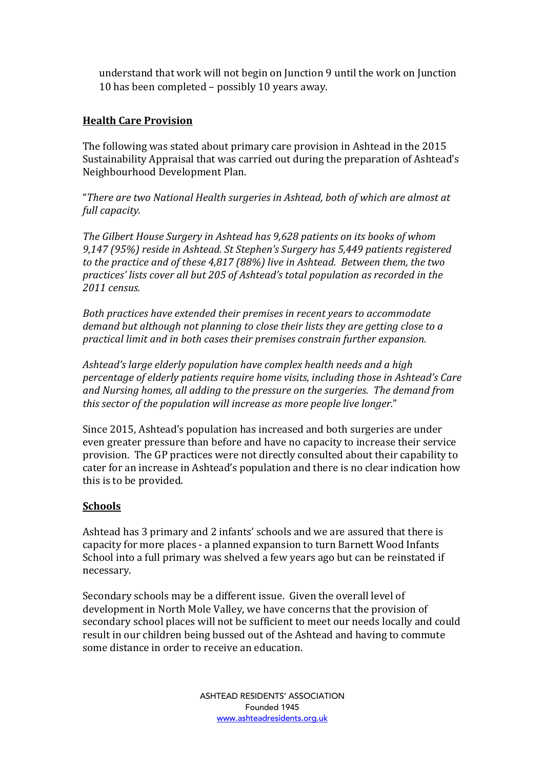understand that work will not begin on Junction 9 until the work on Junction 10 has been completed – possibly 10 years away.

## Health Care Provision

The following was stated about primary care provision in Ashtead in the 2015 Sustainability Appraisal that was carried out during the preparation of Ashtead's Neighbourhood Development Plan.

"*There are two National Health surgeries in Ashtead, both of which are almost at full capacity.*

*The Gilbert House Surgery in Ashtead has 9,628 patients on its books of whom 9,147 (95%) reside in Ashtead. St Stephen's Surgery has 5,449 patients registered to the practice and of these 4,817 (88%) live in Ashtead. Between them, the two practices' lists cover all but 205 of Ashtead's total population as recorded in the 2011 census.*

*Both practices have extended their premises in recent years to accommodate demand but although not planning to close their lists they are getting close to a practical limit and in both cases their premises constrain further expansion.*

*Ashtead's large elderly population have complex health needs and a high percentage of elderly patients require home visits, including those in Ashtead's Care and Nursing homes, all adding to the pressure on the surgeries. The demand from this sector of the population will increase as more people live longer.*"

Since 2015, Ashtead's population has increased and both surgeries are under even greater pressure than before and have no capacity to increase their service provision. The GP practices were not directly consulted about their capability to cater for an increase in Ashtead's population and there is no clear indication how this is to be provided.

## Schools

Ashtead has 3 primary and 2 infants' schools and we are assured that there is capacity for more places - a planned expansion to turn Barnett Wood Infants School into a full primary was shelved a few years ago but can be reinstated if necessary.

Secondary schools may be a different issue. Given the overall level of development in North Mole Valley, we have concerns that the provision of secondary school places will not be sufficient to meet our needs locally and could result in our children being bussed out of the Ashtead and having to commute some distance in order to receive an education.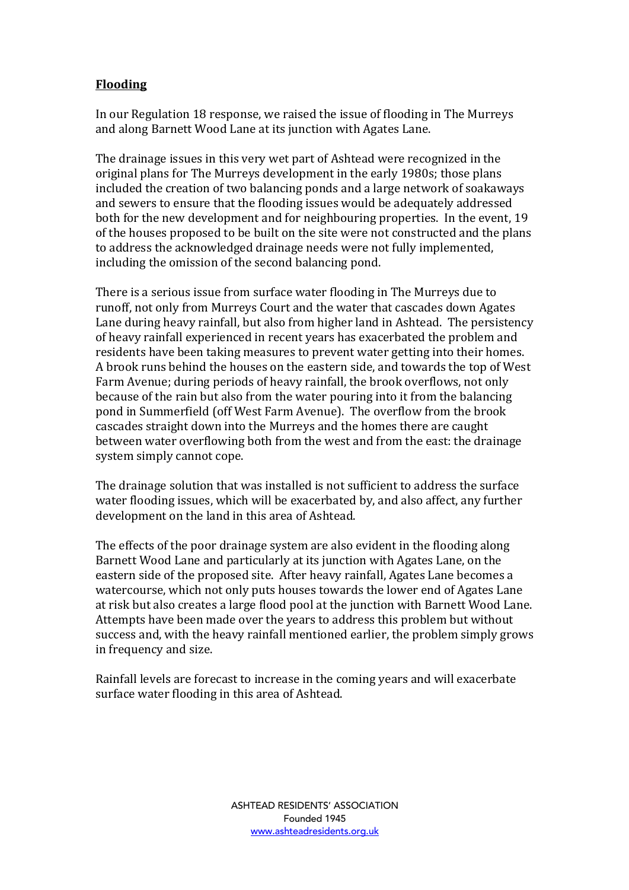**Flooding**

In our Regulation 18 response, we raised the issue of flooding in The Murreys and along Barnett Wood Lane at its junction with Agates Lane.

The drainage issues in this very wet part of Ashtead were recognized in the original plans for The Murreys development in the early 1980s; those plans included the creation of two balancing ponds and a large network of soakaways and sewers to ensure that the flooding issues would be adequately addressed both for the new development and for neighbouring properties. In the event, 19 of the houses proposed to be built on the site were not constructed and the plans to address the acknowledged drainage needs were not fully implemented, including the omission of the second balancing pond.

There is a serious issue from surface water flooding in The Murreys due to runoff, not only from Murreys Court and the water that cascades down Agates Lane during heavy rainfall, but also from higher land in Ashtead. The persistency of heavy rainfall experienced in recent years has exacerbated the problem and residents have been taking measures to prevent water getting into their homes. A brook runs behind the houses on the eastern side, and towards the top of West Farm Avenue; during periods of heavy rainfall, the brook overflows, not only because of the rain but also from the water pouring into it from the balancing pond in Summerfield (off West Farm Avenue). The overflow from the brook cascades straight down into the Murreys and the homes there are caught between water overflowing both from the west and from the east: the drainage system simply cannot cope.

The drainage solution that was installed is not sufficient to address the surface water flooding issues, which will be exacerbated by, and also affect, any further development on the land in this area of Ashtead.

The effects of the poor drainage system are also evident in the flooding along Barnett Wood Lane and particularly at its junction with Agates Lane, on the eastern side of the proposed site. After heavy rainfall, Agates Lane becomes a watercourse, which not only puts houses towards the lower end of Agates Lane at risk but also creates a large flood pool at the junction with Barnett Wood Lane. Attempts have been made over the years to address this problem but without success and, with the heavy rainfall mentioned earlier, the problem simply grows in frequency and size.

Rainfall levels are forecast to increase in the coming years and will exacerbate surface water flooding in this area of Ashtead.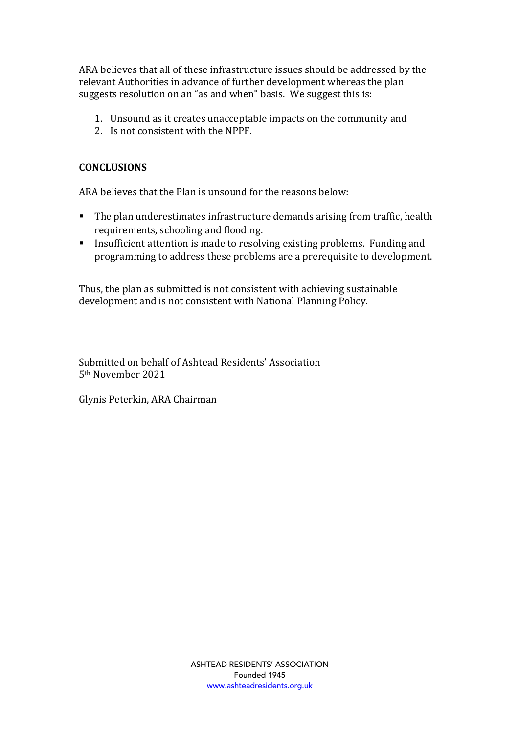ARA believes that all of these infrastructure issues should be addressed by the relevant Authorities in advance of further development whereas the plan suggests resolution on an "as and when" basis. We suggest this is:

1. Unsound as it creates unacceptable impacts on the community and
2. Is not consistent with the NPPF.

**CONCLUSIONS**

ARA believes that the Plan is unsound for the reasons below:

- The plan underestimates infrastructure demands arising from traffic, health requirements, schooling and flooding.
- Insufficient attention is made to resolving existing problems. Funding and programming to address these problems are a prerequisite to development.

Thus, the plan as submitted is not consistent with achieving sustainable development and is not consistent with National Planning Policy.

Submitted on behalf of Ashtead Residents' Association
5th November 2021

Glynis Peterkin, ARA Chairman

ASHTEAD RESIDENTS' ASSOCIATION
Founded 1945
www.ashteadresidents.org.uk